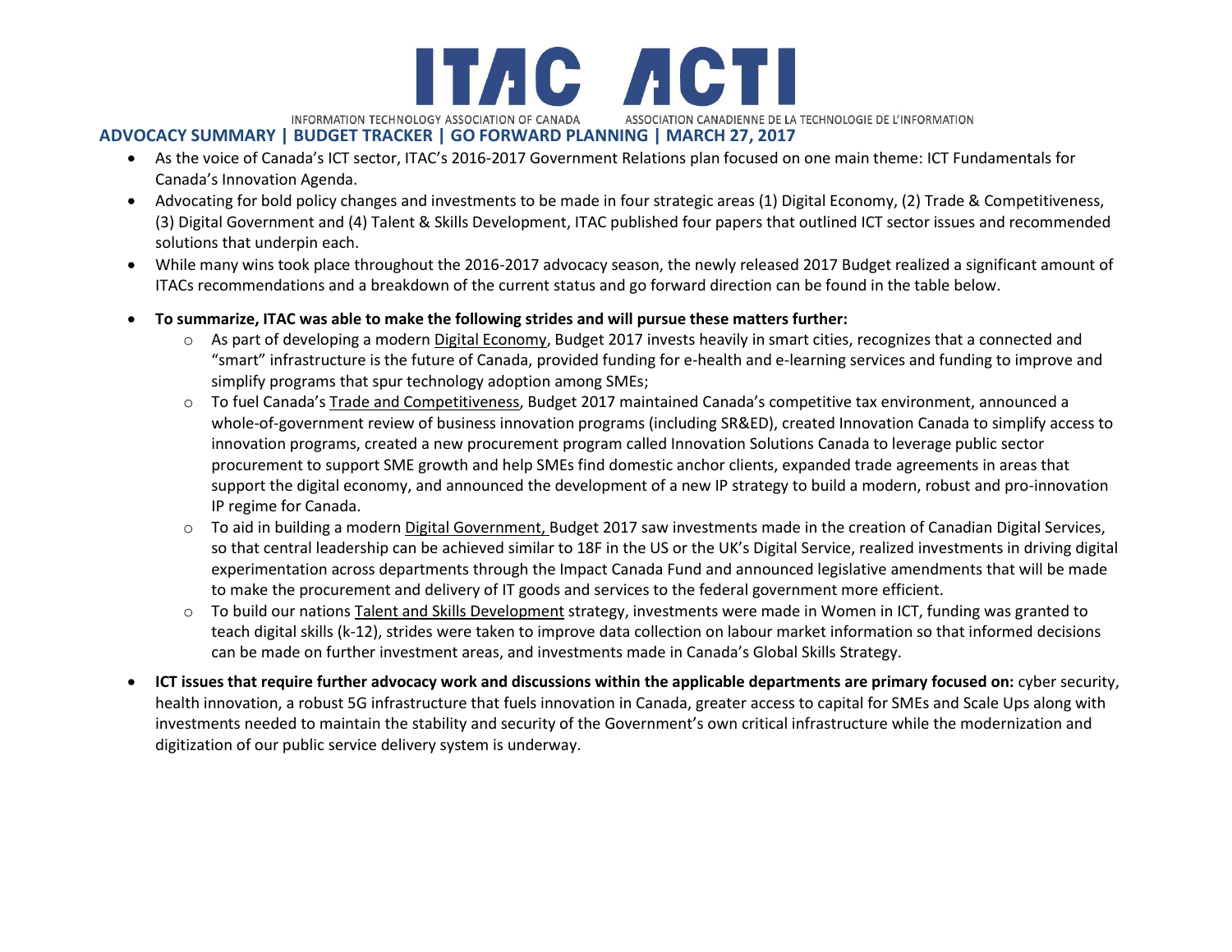# ITAC ACTI

INFORMATION TECHNOLOGY ASSOCIATION OF CANADA ASSOCIATION CANADIENNE DE LA TECHNOLOGIE DE L'INFORMATION

## ADVOCACY SUMMARY | BUDGET TRACKER | GO FORWARD PLANNING | MARCH 27, 2017

- As the voice of Canada's ICT sector, ITAC's 2016-2017 Government Relations plan focused on one main theme: ICT Fundamentals for Canada's Innovation Agenda.
- Advocating for bold policy changes and investments to be made in four strategic areas (1) Digital Economy, (2) Trade & Competitiveness, (3) Digital Government and (4) Talent & Skills Development, ITAC published four papers that outlined ICT sector issues and recommended solutions that underpin each.
- While many wins took place throughout the 2016-2017 advocacy season, the newly released 2017 Budget realized a significant amount of ITACs recommendations and a breakdown of the current status and go forward direction can be found in the table below.
- **To summarize, ITAC was able to make the following strides and will pursue these matters further:**
  - As part of developing a modern <u>Digital Economy</u>, Budget 2017 invests heavily in smart cities, recognizes that a connected and "smart" infrastructure is the future of Canada, provided funding for e-health and e-learning services and funding to improve and simplify programs that spur technology adoption among SMEs;
  - To fuel Canada's <u>Trade and Competitiveness</u>, Budget 2017 maintained Canada's competitive tax environment, announced a whole-of-government review of business innovation programs (including SR&ED), created Innovation Canada to simplify access to innovation programs, created a new procurement program called Innovation Solutions Canada to leverage public sector procurement to support SME growth and help SMEs find domestic anchor clients, expanded trade agreements in areas that support the digital economy, and announced the development of a new IP strategy to build a modern, robust and pro-innovation IP regime for Canada.
  - To aid in building a modern <u>Digital Government,</u> Budget 2017 saw investments made in the creation of Canadian Digital Services, so that central leadership can be achieved similar to 18F in the US or the UK's Digital Service, realized investments in driving digital experimentation across departments through the Impact Canada Fund and announced legislative amendments that will be made to make the procurement and delivery of IT goods and services to the federal government more efficient.
  - To build our nations <u>Talent and Skills Development</u> strategy, investments were made in Women in ICT, funding was granted to teach digital skills (k-12), strides were taken to improve data collection on labour market information so that informed decisions can be made on further investment areas, and investments made in Canada's Global Skills Strategy.
- **ICT issues that require further advocacy work and discussions within the applicable departments are primary focused on:** cyber security, health innovation, a robust 5G infrastructure that fuels innovation in Canada, greater access to capital for SMEs and Scale Ups along with investments needed to maintain the stability and security of the Government's own critical infrastructure while the modernization and digitization of our public service delivery system is underway.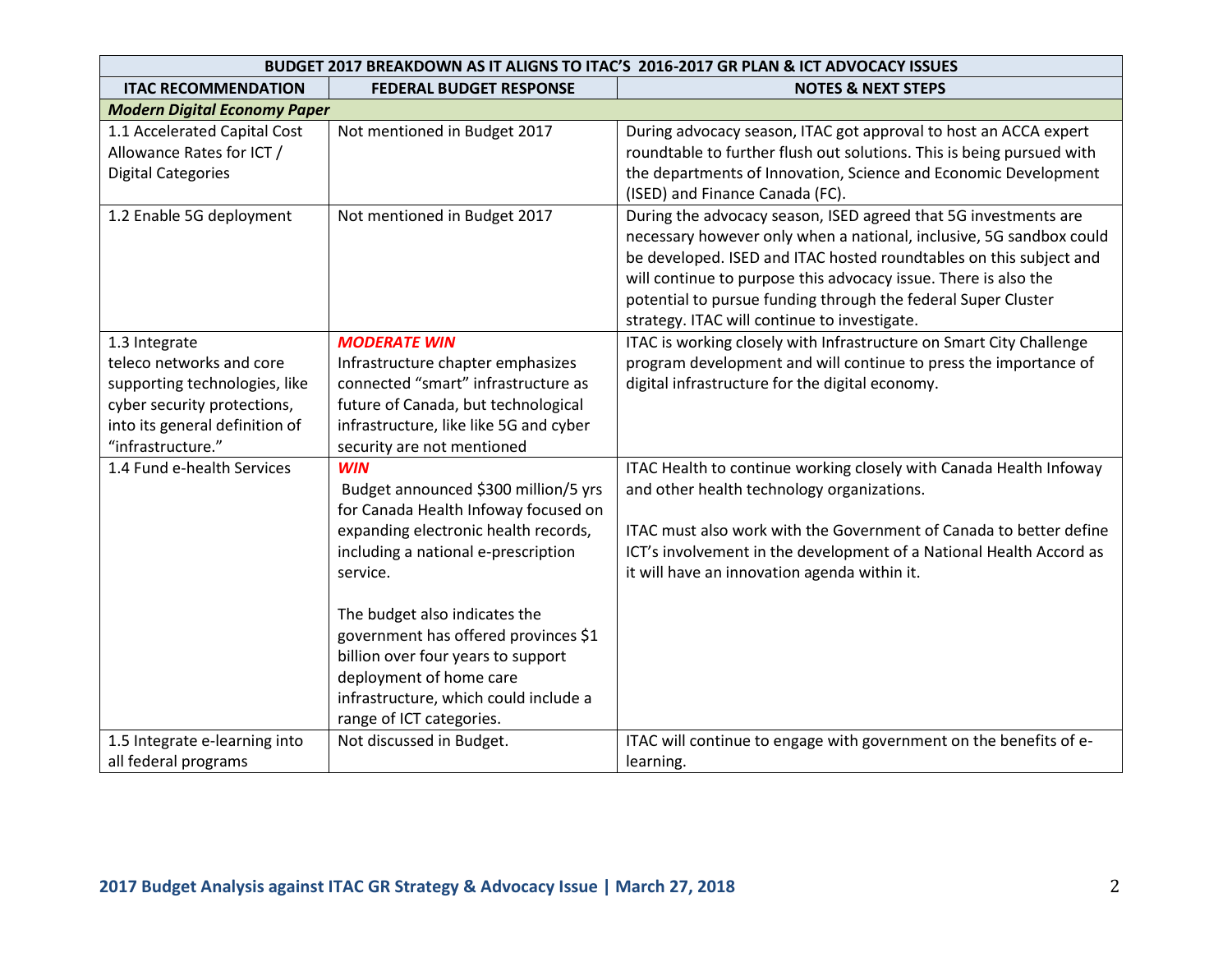| BUDGET 2017 BREAKDOWN AS IT ALIGNS TO ITAC'S 2016-2017 GR PLAN & ICT ADVOCACY ISSUES | | |
|---|---|---|
| **ITAC RECOMMENDATION** | **FEDERAL BUDGET RESPONSE** | **NOTES & NEXT STEPS** |
| ***Modern Digital Economy Paper*** | | |
| 1.1 Accelerated Capital Cost Allowance Rates for ICT / Digital Categories | Not mentioned in Budget 2017 | During advocacy season, ITAC got approval to host an ACCA expert roundtable to further flush out solutions. This is being pursued with the departments of Innovation, Science and Economic Development (ISED) and Finance Canada (FC). |
| 1.2 Enable 5G deployment | Not mentioned in Budget 2017 | During the advocacy season, ISED agreed that 5G investments are necessary however only when a national, inclusive, 5G sandbox could be developed. ISED and ITAC hosted roundtables on this subject and will continue to purpose this advocacy issue. There is also the potential to pursue funding through the federal Super Cluster strategy. ITAC will continue to investigate. |
| 1.3 Integrate teleco networks and core supporting technologies, like cyber security protections, into its general definition of "infrastructure." | ***MODERATE WIN*** Infrastructure chapter emphasizes connected "smart" infrastructure as future of Canada, but technological infrastructure, like like 5G and cyber security are not mentioned | ITAC is working closely with Infrastructure on Smart City Challenge program development and will continue to press the importance of digital infrastructure for the digital economy. |
| 1.4 Fund e-health Services | ***WIN*** Budget announced $300 million/5 yrs for Canada Health Infoway focused on expanding electronic health records, including a national e-prescription service.<br><br>The budget also indicates the government has offered provinces $1 billion over four years to support deployment of home care infrastructure, which could include a range of ICT categories. | ITAC Health to continue working closely with Canada Health Infoway and other health technology organizations.<br><br>ITAC must also work with the Government of Canada to better define ICT's involvement in the development of a National Health Accord as it will have an innovation agenda within it. |
| 1.5 Integrate e-learning into all federal programs | Not discussed in Budget. | ITAC will continue to engage with government on the benefits of e-learning. |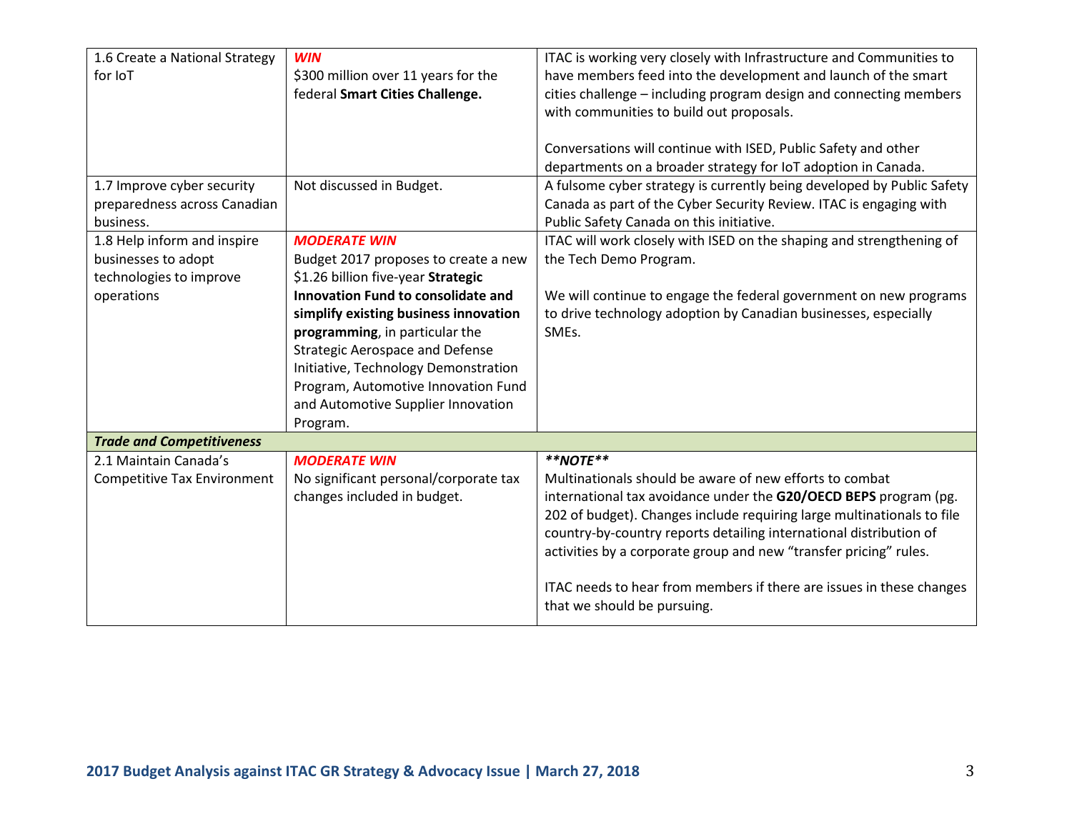| | | |
|---|---|---|
| 1.6 Create a National Strategy for IoT | ***WIN***<br>$300 million over 11 years for the federal **Smart Cities Challenge.** | ITAC is working very closely with Infrastructure and Communities to have members feed into the development and launch of the smart cities challenge – including program design and connecting members with communities to build out proposals.<br><br>Conversations will continue with ISED, Public Safety and other departments on a broader strategy for IoT adoption in Canada. |
| 1.7 Improve cyber security preparedness across Canadian business. | Not discussed in Budget. | A fulsome cyber strategy is currently being developed by Public Safety Canada as part of the Cyber Security Review. ITAC is engaging with Public Safety Canada on this initiative. |
| 1.8 Help inform and inspire businesses to adopt technologies to improve operations | ***MODERATE WIN***<br>Budget 2017 proposes to create a new $1.26 billion five-year **Strategic Innovation Fund to consolidate and simplify existing business innovation programming**, in particular the Strategic Aerospace and Defense Initiative, Technology Demonstration Program, Automotive Innovation Fund and Automotive Supplier Innovation Program. | ITAC will work closely with ISED on the shaping and strengthening of the Tech Demo Program.<br><br>We will continue to engage the federal government on new programs to drive technology adoption by Canadian businesses, especially SMEs. |
| ***Trade and Competitiveness*** | | |
| 2.1 Maintain Canada's Competitive Tax Environment | ***MODERATE WIN***<br>No significant personal/corporate tax changes included in budget. | ***\*\*NOTE\*\****<br>Multinationals should be aware of new efforts to combat international tax avoidance under the **G20/OECD BEPS** program (pg. 202 of budget). Changes include requiring large multinationals to file country-by-country reports detailing international distribution of activities by a corporate group and new "transfer pricing" rules.<br><br>ITAC needs to hear from members if there are issues in these changes that we should be pursuing. |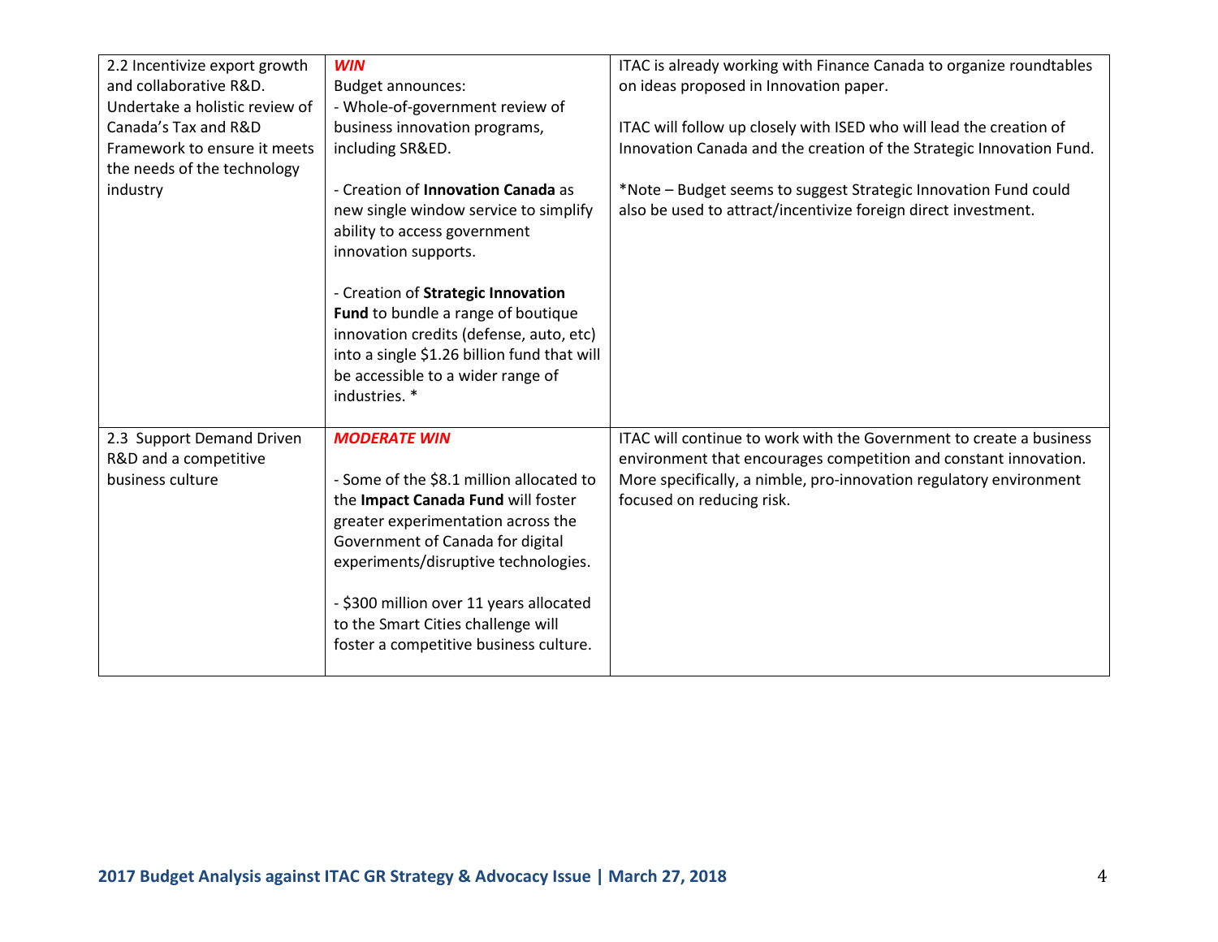| | | |
|---|---|---|
| 2.2 Incentivize export growth and collaborative R&D. Undertake a holistic review of Canada's Tax and R&D Framework to ensure it meets the needs of the technology industry | ***WIN***<br>Budget announces:<br>- Whole-of-government review of business innovation programs, including SR&ED.<br><br>- Creation of **Innovation Canada** as new single window service to simplify ability to access government innovation supports.<br><br>- Creation of **Strategic Innovation Fund** to bundle a range of boutique innovation credits (defense, auto, etc) into a single $1.26 billion fund that will be accessible to a wider range of industries. * | ITAC is already working with Finance Canada to organize roundtables on ideas proposed in Innovation paper.<br><br>ITAC will follow up closely with ISED who will lead the creation of Innovation Canada and the creation of the Strategic Innovation Fund.<br><br>*Note – Budget seems to suggest Strategic Innovation Fund could also be used to attract/incentivize foreign direct investment. |
| 2.3 Support Demand Driven R&D and a competitive business culture | ***MODERATE WIN***<br><br>- Some of the $8.1 million allocated to the **Impact Canada Fund** will foster greater experimentation across the Government of Canada for digital experiments/disruptive technologies.<br><br>- $300 million over 11 years allocated to the Smart Cities challenge will foster a competitive business culture. | ITAC will continue to work with the Government to create a business environment that encourages competition and constant innovation. More specifically, a nimble, pro-innovation regulatory environment focused on reducing risk. |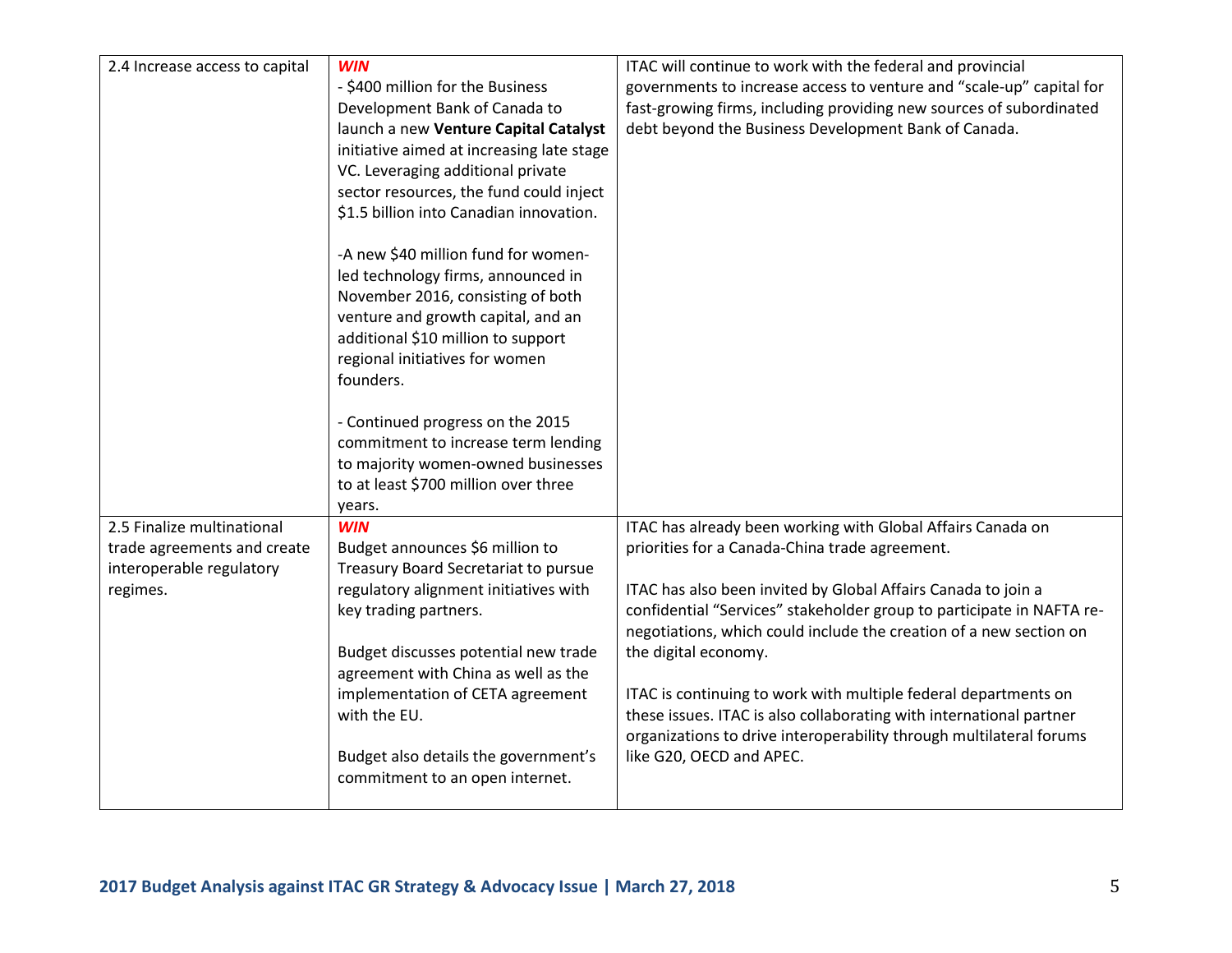| 2.4 Increase access to capital | ***WIN***<br>- $400 million for the Business Development Bank of Canada to launch a new **Venture Capital Catalyst** initiative aimed at increasing late stage VC. Leveraging additional private sector resources, the fund could inject $1.5 billion into Canadian innovation.<br><br>-A new $40 million fund for women-led technology firms, announced in November 2016, consisting of both venture and growth capital, and an additional $10 million to support regional initiatives for women founders.<br><br>- Continued progress on the 2015 commitment to increase term lending to majority women-owned businesses to at least $700 million over three years. | ITAC will continue to work with the federal and provincial governments to increase access to venture and "scale-up" capital for fast-growing firms, including providing new sources of subordinated debt beyond the Business Development Bank of Canada. |
|---|---|---|
| 2.5 Finalize multinational trade agreements and create interoperable regulatory regimes. | ***WIN***<br>Budget announces $6 million to Treasury Board Secretariat to pursue regulatory alignment initiatives with key trading partners.<br><br>Budget discusses potential new trade agreement with China as well as the implementation of CETA agreement with the EU.<br><br>Budget also details the government's commitment to an open internet. | ITAC has already been working with Global Affairs Canada on priorities for a Canada-China trade agreement.<br><br>ITAC has also been invited by Global Affairs Canada to join a confidential "Services" stakeholder group to participate in NAFTA re-negotiations, which could include the creation of a new section on the digital economy.<br><br>ITAC is continuing to work with multiple federal departments on these issues. ITAC is also collaborating with international partner organizations to drive interoperability through multilateral forums like G20, OECD and APEC. |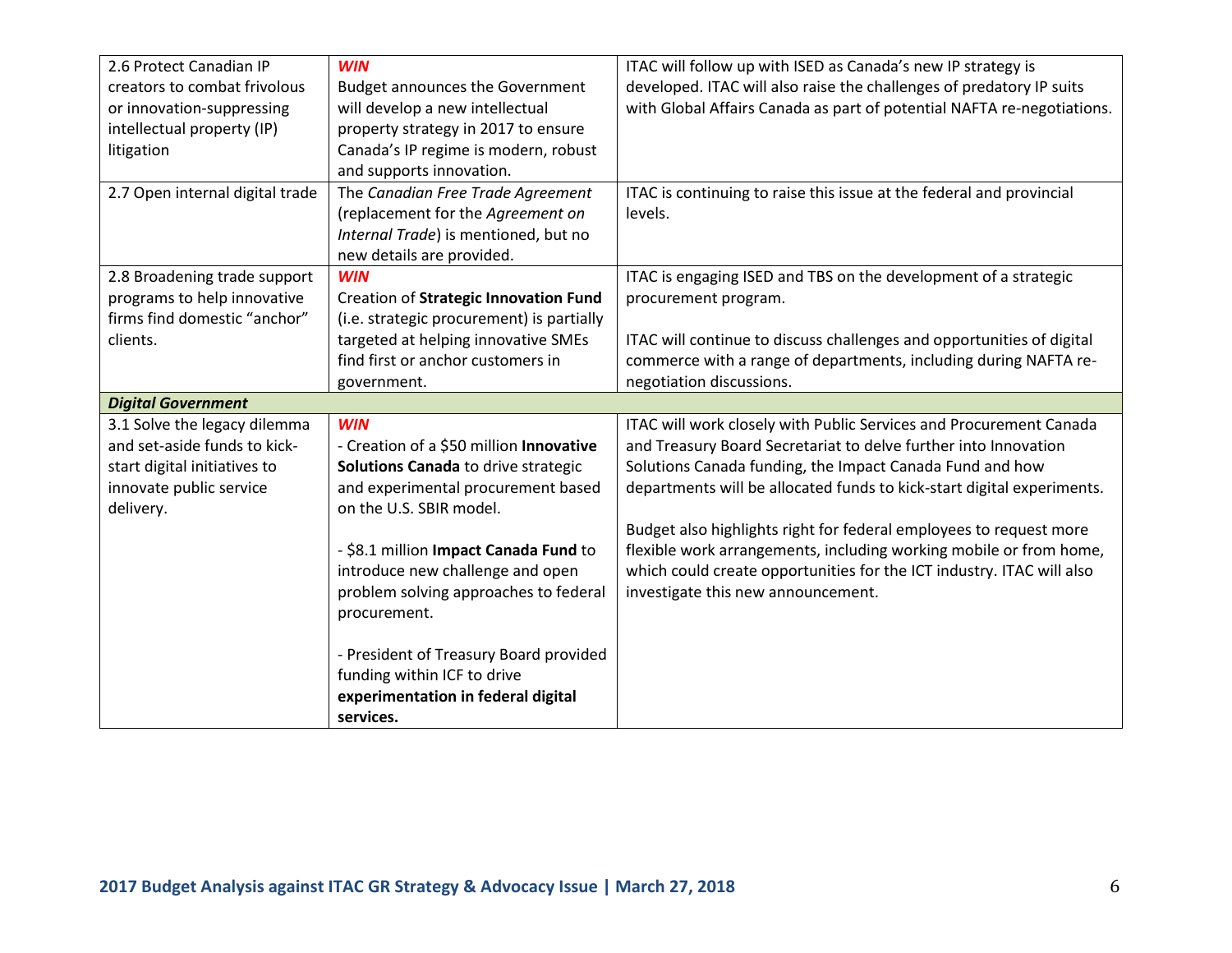| | | |
|---|---|---|
| 2.6 Protect Canadian IP creators to combat frivolous or innovation-suppressing intellectual property (IP) litigation | ***WIN***<br>Budget announces the Government will develop a new intellectual property strategy in 2017 to ensure Canada's IP regime is modern, robust and supports innovation. | ITAC will follow up with ISED as Canada's new IP strategy is developed. ITAC will also raise the challenges of predatory IP suits with Global Affairs Canada as part of potential NAFTA re-negotiations. |
| 2.7 Open internal digital trade | The *Canadian Free Trade Agreement* (replacement for the *Agreement on Internal Trade*) is mentioned, but no new details are provided. | ITAC is continuing to raise this issue at the federal and provincial levels. |
| 2.8 Broadening trade support programs to help innovative firms find domestic "anchor" clients. | ***WIN***<br>Creation of **Strategic Innovation Fund** (i.e. strategic procurement) is partially targeted at helping innovative SMEs find first or anchor customers in government. | ITAC is engaging ISED and TBS on the development of a strategic procurement program.<br><br>ITAC will continue to discuss challenges and opportunities of digital commerce with a range of departments, including during NAFTA re-negotiation discussions. |
| ***Digital Government*** | | |
| 3.1 Solve the legacy dilemma and set-aside funds to kick-start digital initiatives to innovate public service delivery. | ***WIN***<br>- Creation of a $50 million **Innovative Solutions Canada** to drive strategic and experimental procurement based on the U.S. SBIR model.<br><br>- $8.1 million **Impact Canada Fund** to introduce new challenge and open problem solving approaches to federal procurement.<br><br>- President of Treasury Board provided funding within ICF to drive **experimentation in federal digital services.** | ITAC will work closely with Public Services and Procurement Canada and Treasury Board Secretariat to delve further into Innovation Solutions Canada funding, the Impact Canada Fund and how departments will be allocated funds to kick-start digital experiments.<br><br>Budget also highlights right for federal employees to request more flexible work arrangements, including working mobile or from home, which could create opportunities for the ICT industry. ITAC will also investigate this new announcement. |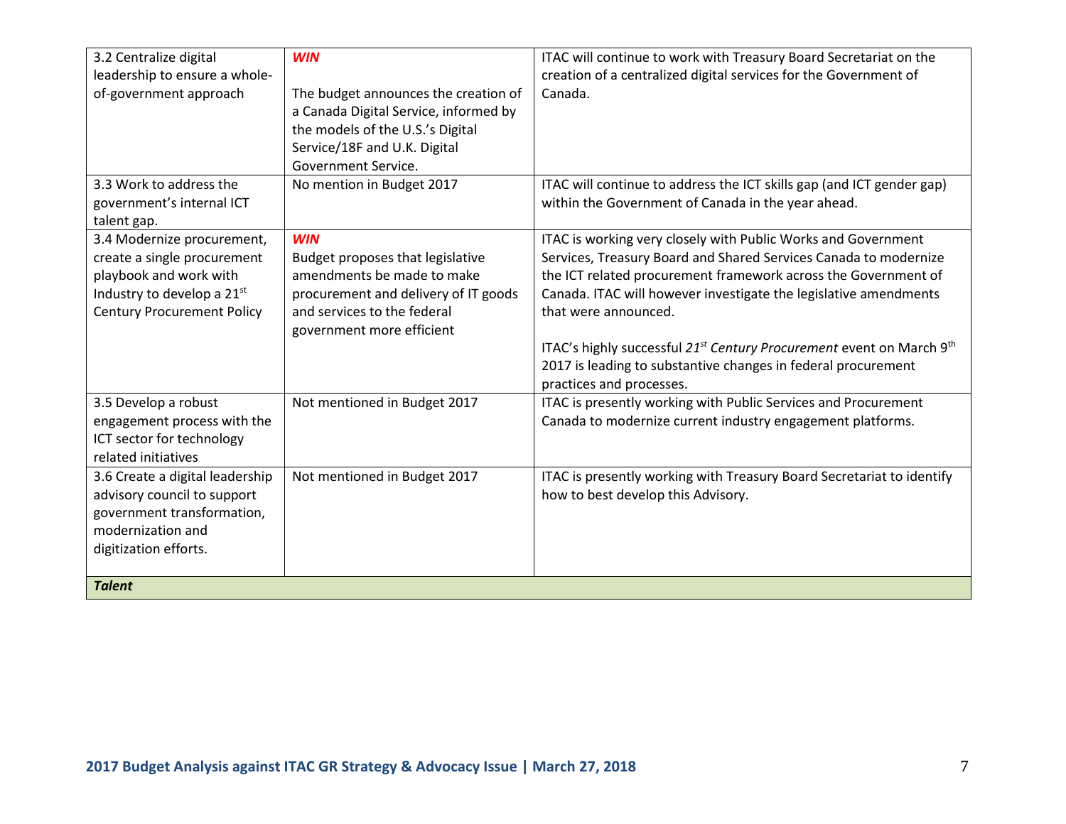| | | |
|---|---|---|
| 3.2 Centralize digital leadership to ensure a whole-of-government approach | ***WIN***<br><br>The budget announces the creation of a Canada Digital Service, informed by the models of the U.S.'s Digital Service/18F and U.K. Digital Government Service. | ITAC will continue to work with Treasury Board Secretariat on the creation of a centralized digital services for the Government of Canada. |
| 3.3 Work to address the government's internal ICT talent gap. | No mention in Budget 2017 | ITAC will continue to address the ICT skills gap (and ICT gender gap) within the Government of Canada in the year ahead. |
| 3.4 Modernize procurement, create a single procurement playbook and work with Industry to develop a 21st Century Procurement Policy | ***WIN***<br>Budget proposes that legislative amendments be made to make procurement and delivery of IT goods and services to the federal government more efficient | ITAC is working very closely with Public Works and Government Services, Treasury Board and Shared Services Canada to modernize the ICT related procurement framework across the Government of Canada. ITAC will however investigate the legislative amendments that were announced.<br><br>ITAC's highly successful *21st Century Procurement* event on March 9th 2017 is leading to substantive changes in federal procurement practices and processes. |
| 3.5 Develop a robust engagement process with the ICT sector for technology related initiatives | Not mentioned in Budget 2017 | ITAC is presently working with Public Services and Procurement Canada to modernize current industry engagement platforms. |
| 3.6 Create a digital leadership advisory council to support government transformation, modernization and digitization efforts. | Not mentioned in Budget 2017 | ITAC is presently working with Treasury Board Secretariat to identify how to best develop this Advisory. |
| ***Talent*** | | |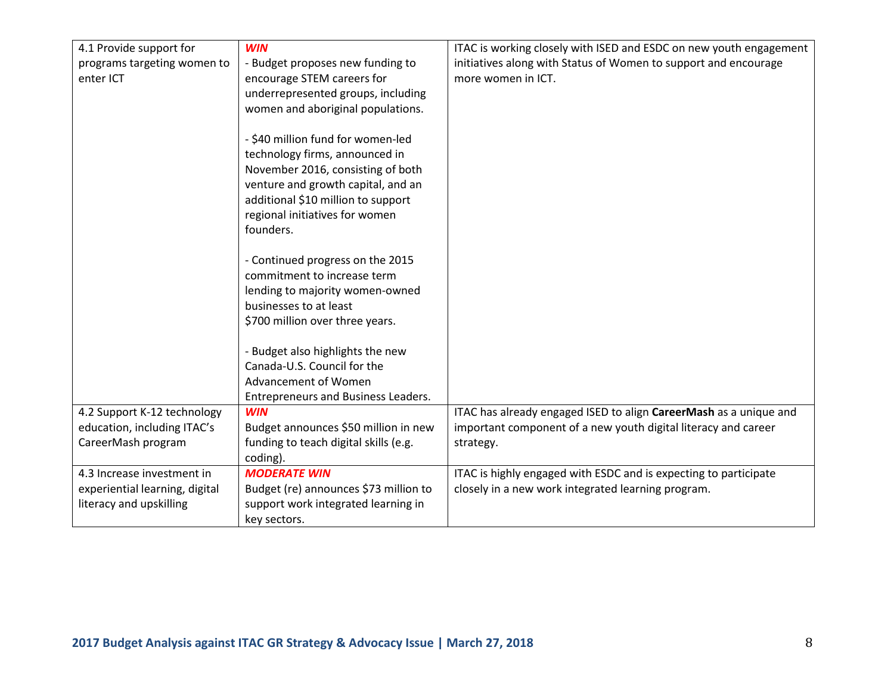| 4.1 Provide support for programs targeting women to enter ICT | ***WIN***<br>- Budget proposes new funding to encourage STEM careers for underrepresented groups, including women and aboriginal populations.<br><br>- $40 million fund for women-led technology firms, announced in November 2016, consisting of both venture and growth capital, and an additional $10 million to support regional initiatives for women founders.<br><br>- Continued progress on the 2015 commitment to increase term lending to majority women-owned businesses to at least $700 million over three years.<br><br>- Budget also highlights the new Canada-U.S. Council for the Advancement of Women Entrepreneurs and Business Leaders. | ITAC is working closely with ISED and ESDC on new youth engagement initiatives along with Status of Women to support and encourage more women in ICT. |
|---|---|---|
| 4.2 Support K-12 technology education, including ITAC's CareerMash program | ***WIN***<br>Budget announces $50 million in new funding to teach digital skills (e.g. coding). | ITAC has already engaged ISED to align **CareerMash** as a unique and important component of a new youth digital literacy and career strategy. |
| 4.3 Increase investment in experiential learning, digital literacy and upskilling | ***MODERATE WIN***<br>Budget (re) announces $73 million to support work integrated learning in key sectors. | ITAC is highly engaged with ESDC and is expecting to participate closely in a new work integrated learning program. |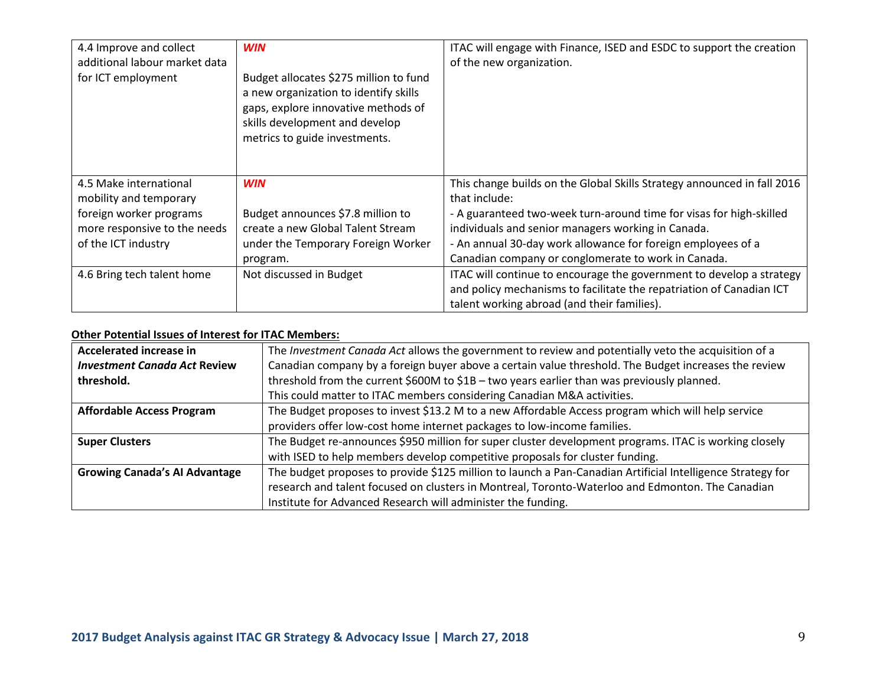| | | |
|---|---|---|
| 4.4 Improve and collect additional labour market data for ICT employment | ***WIN***<br><br>Budget allocates $275 million to fund a new organization to identify skills gaps, explore innovative methods of skills development and develop metrics to guide investments. | ITAC will engage with Finance, ISED and ESDC to support the creation of the new organization. |
| 4.5 Make international mobility and temporary foreign worker programs more responsive to the needs of the ICT industry | ***WIN***<br><br>Budget announces $7.8 million to create a new Global Talent Stream under the Temporary Foreign Worker program. | This change builds on the Global Skills Strategy announced in fall 2016 that include:<br>- A guaranteed two-week turn-around time for visas for high-skilled individuals and senior managers working in Canada.<br>- An annual 30-day work allowance for foreign employees of a Canadian company or conglomerate to work in Canada. |
| 4.6 Bring tech talent home | Not discussed in Budget | ITAC will continue to encourage the government to develop a strategy and policy mechanisms to facilitate the repatriation of Canadian ICT talent working abroad (and their families). |

**Other Potential Issues of Interest for ITAC Members:**

| | |
|---|---|
| **Accelerated increase in *Investment Canada Act* Review threshold.** | The *Investment Canada Act* allows the government to review and potentially veto the acquisition of a Canadian company by a foreign buyer above a certain value threshold. The Budget increases the review threshold from the current $600M to $1B – two years earlier than was previously planned.<br>This could matter to ITAC members considering Canadian M&A activities. |
| **Affordable Access Program** | The Budget proposes to invest $13.2 M to a new Affordable Access program which will help service providers offer low-cost home internet packages to low-income families. |
| **Super Clusters** | The Budget re-announces $950 million for super cluster development programs. ITAC is working closely with ISED to help members develop competitive proposals for cluster funding. |
| **Growing Canada's AI Advantage** | The budget proposes to provide $125 million to launch a Pan-Canadian Artificial Intelligence Strategy for research and talent focused on clusters in Montreal, Toronto-Waterloo and Edmonton. The Canadian Institute for Advanced Research will administer the funding. |